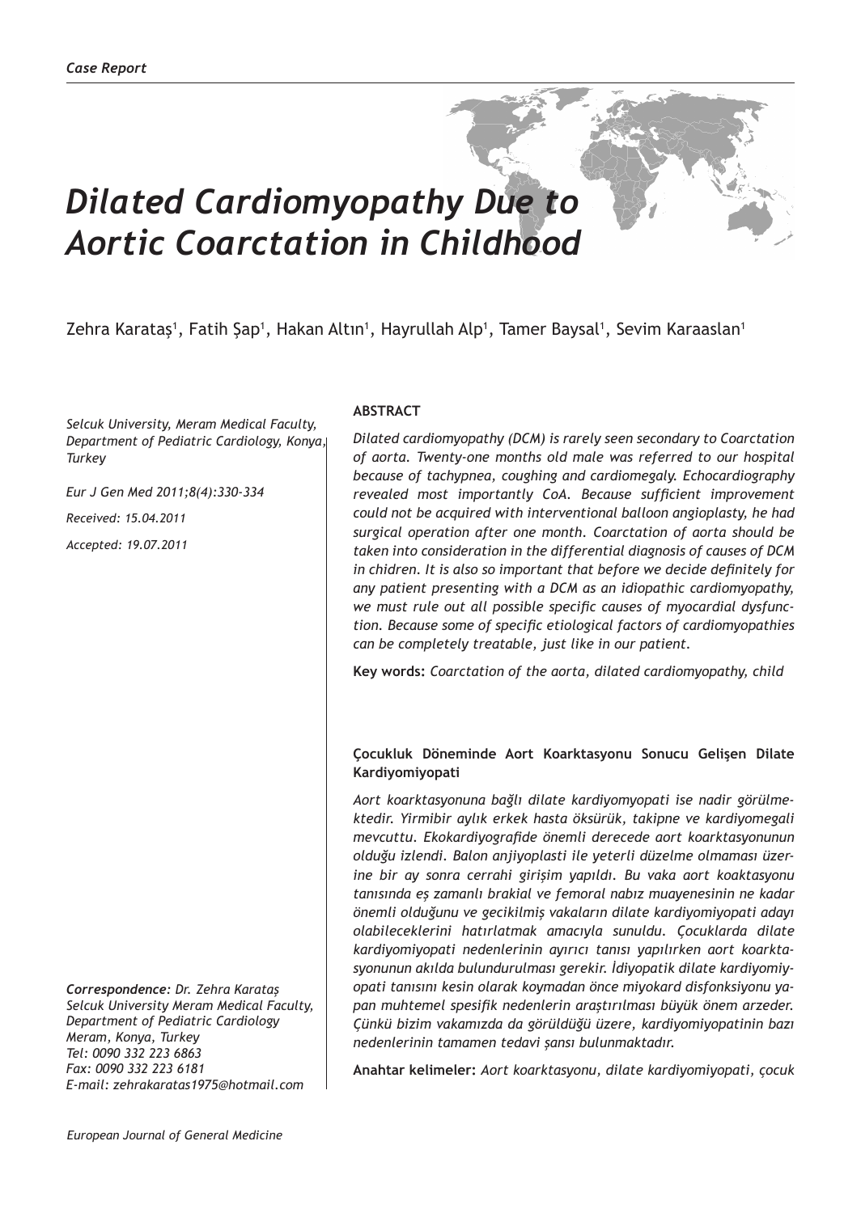*Case Report*

# *Dilated Cardiomyopathy Due to Aortic Coarctation in Childhood*

Zehra Karataş[1], Fatih Şap[1], Hakan Altın[1], Hayrullah Alp[1], Tamer Baysal[1], Sevim Karaaslan[1]

*Selcuk University, Meram Medical Faculty, Department of Pediatric Cardiology, Konya, Turkey*

*Eur J Gen Med 2011;8(4):330-334*

*Received: 15.04.2011*

*Accepted: 19.07.2011*

**ABSTRACT**

*Dilated cardiomyopathy (DCM) is rarely seen secondary to Coarctation of aorta. Twenty-one months old male was referred to our hospital because of tachypnea, coughing and cardiomegaly. Echocardiography revealed most importantly CoA. Because sufficient improvement could not be acquired with interventional balloon angioplasty, he had surgical operation after one month. Coarctation of aorta should be taken into consideration in the differential diagnosis of causes of DCM in chidren. It is also so important that before we decide definitely for any patient presenting with a DCM as an idiopathic cardiomyopathy, we must rule out all possible specific causes of myocardial dysfunction. Because some of specific etiological factors of cardiomyopathies can be completely treatable, just like in our patient.*

**Key words:** *Coarctation of the aorta, dilated cardiomyopathy, child*

**Çocukluk Döneminde Aort Koarktasyonu Sonucu Gelişen Dilate Kardiyomiyopati**

*Aort koarktasyonuna bağlı dilate kardiyomyopati ise nadir görülmektedir. Yirmibir aylık erkek hasta öksürük, takipne ve kardiyomegali mevcuttu. Ekokardiyografide önemli derecede aort koarktasyonunun olduğu izlendi. Balon anjiyoplasti ile yeterli düzelme olmaması üzerine bir ay sonra cerrahi girişim yapıldı. Bu vaka aort koaktasyonu tanısında eş zamanlı brakial ve femoral nabız muayenesinin ne kadar önemli olduğunu ve gecikilmiş vakaların dilate kardiyomiyopati adayı olabileceklerini hatırlatmak amacıyla sunuldu. Çocuklarda dilate kardiyomiyopati nedenlerinin ayırıcı tanısı yapılırken aort koarktasyonunun akılda bulundurulması gerekir. İdiyopatik dilate kardiyomiyopati tanısını kesin olarak koymadan önce miyokard disfonksiyonu yapan muhtemel spesifik nedenlerin araştırılması büyük önem arzeder. Çünkü bizim vakamızda da görüldüğü üzere, kardiyomiyopatinin bazı nedenlerinin tamamen tedavi şansı bulunmaktadır.*

**Anahtar kelimeler:** *Aort koarktasyonu, dilate kardiyomiyopati, çocuk*

***Correspondence:*** *Dr. Zehra Karataş*
*Selcuk University Meram Medical Faculty, Department of Pediatric Cardiology*
*Meram, Konya, Turkey*
*Tel: 0090 332 223 6863*
*Fax: 0090 332 223 6181*
*E-mail: zehrakaratas1975@hotmail.com*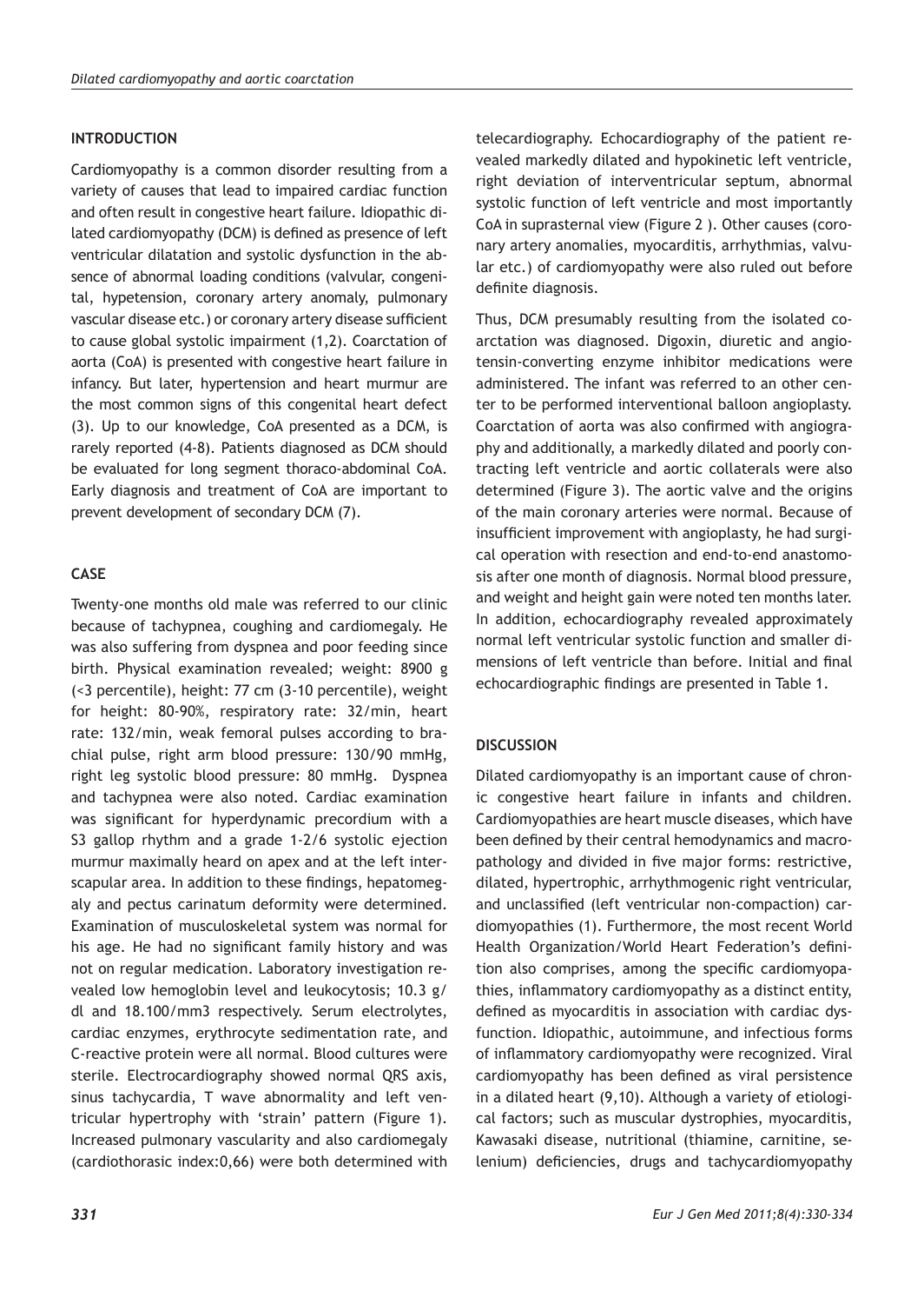## INTRODUCTION

Cardiomyopathy is a common disorder resulting from a variety of causes that lead to impaired cardiac function and often result in congestive heart failure. Idiopathic dilated cardiomyopathy (DCM) is defined as presence of left ventricular dilatation and systolic dysfunction in the absence of abnormal loading conditions (valvular, congenital, hypetension, coronary artery anomaly, pulmonary vascular disease etc.) or coronary artery disease sufficient to cause global systolic impairment (1,2). Coarctation of aorta (CoA) is presented with congestive heart failure in infancy. But later, hypertension and heart murmur are the most common signs of this congenital heart defect (3). Up to our knowledge, CoA presented as a DCM, is rarely reported (4-8). Patients diagnosed as DCM should be evaluated for long segment thoraco-abdominal CoA. Early diagnosis and treatment of CoA are important to prevent development of secondary DCM (7).

## CASE

Twenty-one months old male was referred to our clinic because of tachypnea, coughing and cardiomegaly. He was also suffering from dyspnea and poor feeding since birth. Physical examination revealed; weight: 8900 g (<3 percentile), height: 77 cm (3-10 percentile), weight for height: 80-90%, respiratory rate: 32/min, heart rate: 132/min, weak femoral pulses according to brachial pulse, right arm blood pressure: 130/90 mmHg, right leg systolic blood pressure: 80 mmHg. Dyspnea and tachypnea were also noted. Cardiac examination was significant for hyperdynamic precordium with a S3 gallop rhythm and a grade 1-2/6 systolic ejection murmur maximally heard on apex and at the left interscapular area. In addition to these findings, hepatomegaly and pectus carinatum deformity were determined. Examination of musculoskeletal system was normal for his age. He had no significant family history and was not on regular medication. Laboratory investigation revealed low hemoglobin level and leukocytosis; 10.3 g/dl and 18.100/mm3 respectively. Serum electrolytes, cardiac enzymes, erythrocyte sedimentation rate, and C-reactive protein were all normal. Blood cultures were sterile. Electrocardiography showed normal QRS axis, sinus tachycardia, T wave abnormality and left ventricular hypertrophy with 'strain' pattern (Figure 1). Increased pulmonary vascularity and also cardiomegaly (cardiothorasic index:0,66) were both determined with telecardiography. Echocardiography of the patient revealed markedly dilated and hypokinetic left ventricle, right deviation of interventricular septum, abnormal systolic function of left ventricle and most importantly CoA in suprasternal view (Figure 2 ). Other causes (coronary artery anomalies, myocarditis, arrhythmias, valvular etc.) of cardiomyopathy were also ruled out before definite diagnosis.

Thus, DCM presumably resulting from the isolated coarctation was diagnosed. Digoxin, diuretic and angiotensin-converting enzyme inhibitor medications were administered. The infant was referred to an other center to be performed interventional balloon angioplasty. Coarctation of aorta was also confirmed with angiography and additionally, a markedly dilated and poorly contracting left ventricle and aortic collaterals were also determined (Figure 3). The aortic valve and the origins of the main coronary arteries were normal. Because of insufficient improvement with angioplasty, he had surgical operation with resection and end-to-end anastomosis after one month of diagnosis. Normal blood pressure, and weight and height gain were noted ten months later. In addition, echocardiography revealed approximately normal left ventricular systolic function and smaller dimensions of left ventricle than before. Initial and final echocardiographic findings are presented in Table 1.

## DISCUSSION

Dilated cardiomyopathy is an important cause of chronic congestive heart failure in infants and children. Cardiomyopathies are heart muscle diseases, which have been defined by their central hemodynamics and macropathology and divided in five major forms: restrictive, dilated, hypertrophic, arrhythmogenic right ventricular, and unclassified (left ventricular non-compaction) cardiomyopathies (1). Furthermore, the most recent World Health Organization/World Heart Federation's definition also comprises, among the specific cardiomyopathies, inflammatory cardiomyopathy as a distinct entity, defined as myocarditis in association with cardiac dysfunction. Idiopathic, autoimmune, and infectious forms of inflammatory cardiomyopathy were recognized. Viral cardiomyopathy has been defined as viral persistence in a dilated heart (9,10). Although a variety of etiological factors; such as muscular dystrophies, myocarditis, Kawasaki disease, nutritional (thiamine, carnitine, selenium) deficiencies, drugs and tachycardiomyopathy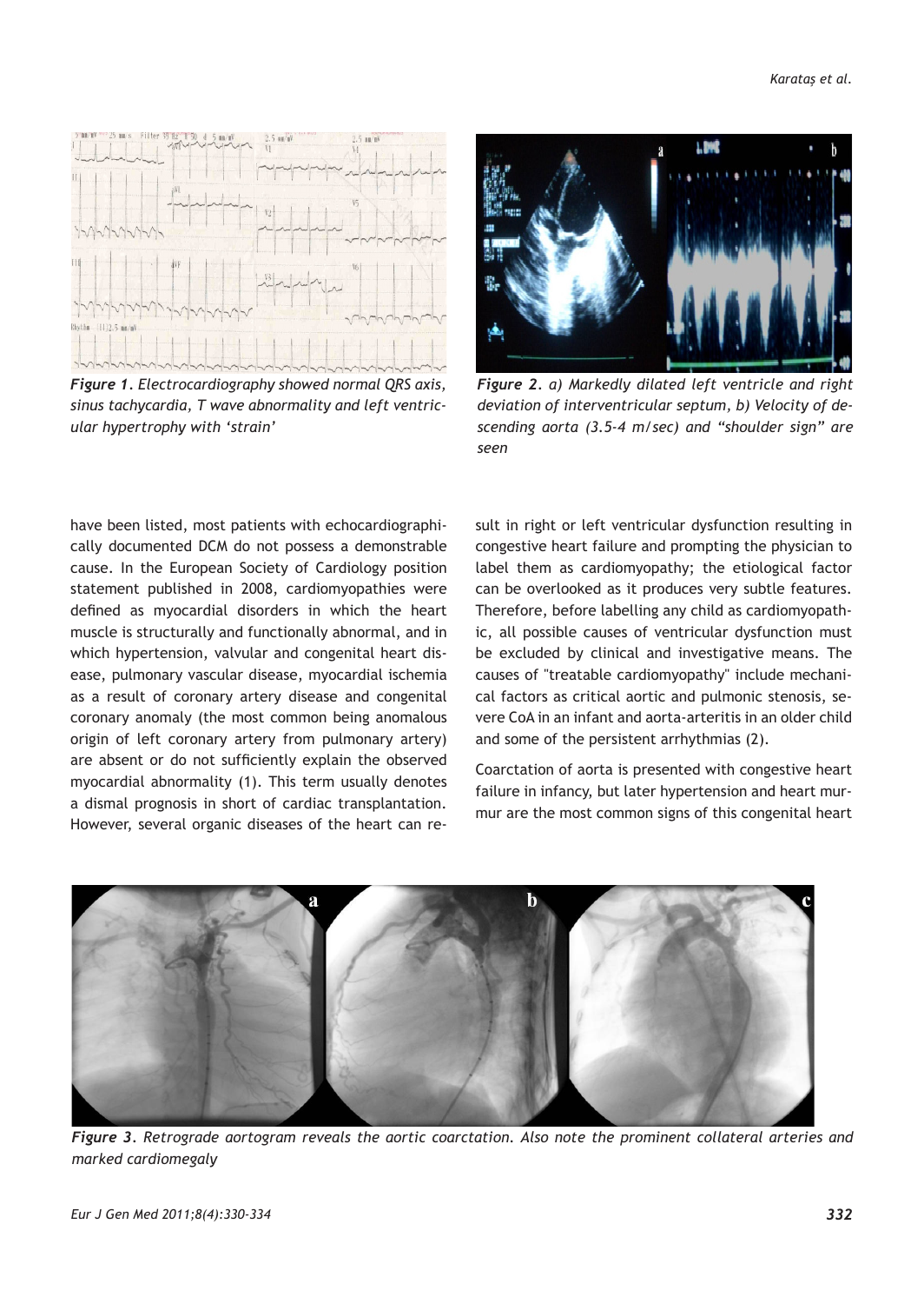*Figure 1. Electrocardiography showed normal QRS axis, sinus tachycardia, T wave abnormality and left ventricular hypertrophy with 'strain'*

*Figure 2. a) Markedly dilated left ventricle and right deviation of interventricular septum, b) Velocity of descending aorta (3.5-4 m/sec) and "shoulder sign" are seen*

have been listed, most patients with echocardiographically documented DCM do not possess a demonstrable cause. In the European Society of Cardiology position statement published in 2008, cardiomyopathies were defined as myocardial disorders in which the heart muscle is structurally and functionally abnormal, and in which hypertension, valvular and congenital heart disease, pulmonary vascular disease, myocardial ischemia as a result of coronary artery disease and congenital coronary anomaly (the most common being anomalous origin of left coronary artery from pulmonary artery) are absent or do not sufficiently explain the observed myocardial abnormality (1). This term usually denotes a dismal prognosis in short of cardiac transplantation. However, several organic diseases of the heart can result in right or left ventricular dysfunction resulting in congestive heart failure and prompting the physician to label them as cardiomyopathy; the etiological factor can be overlooked as it produces very subtle features. Therefore, before labelling any child as cardiomyopathic, all possible causes of ventricular dysfunction must be excluded by clinical and investigative means. The causes of "treatable cardiomyopathy" include mechanical factors as critical aortic and pulmonic stenosis, severe CoA in an infant and aorta-arteritis in an older child and some of the persistent arrhythmias (2).

Coarctation of aorta is presented with congestive heart failure in infancy, but later hypertension and heart murmur are the most common signs of this congenital heart

*Figure 3. Retrograde aortogram reveals the aortic coarctation. Also note the prominent collateral arteries and marked cardiomegaly*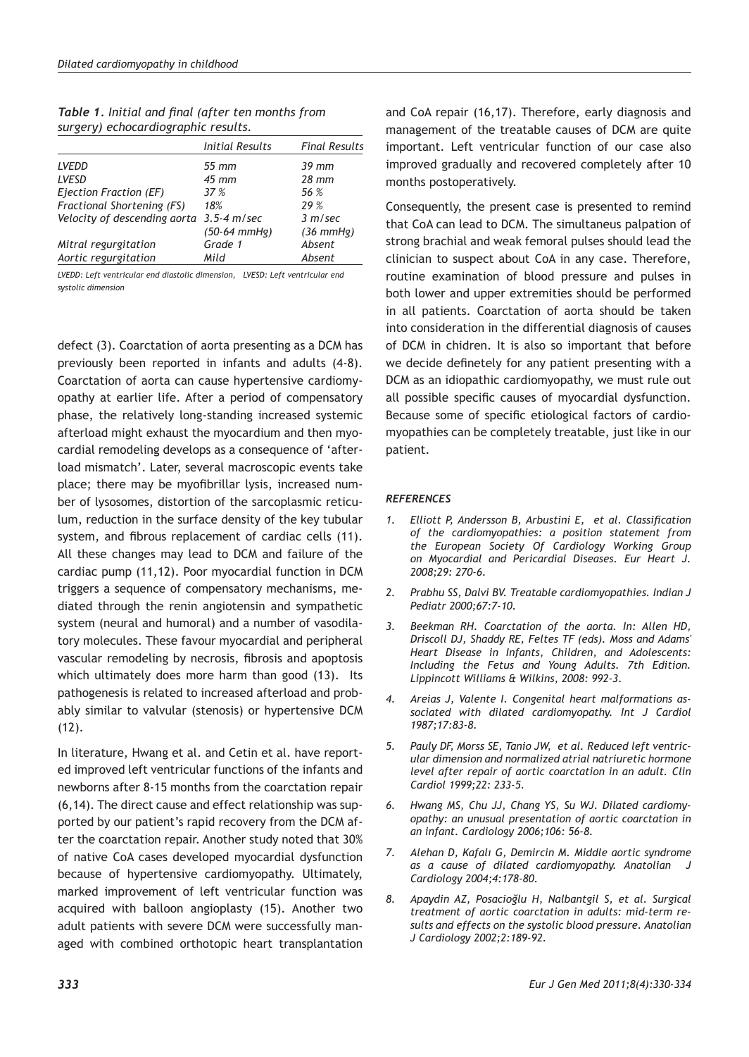*Table 1. Initial and final (after ten months from surgery) echocardiographic results.*

| | Initial Results | Final Results |
|---|---|---|
| LVEDD | 55 mm | 39 mm |
| LVESD | 45 mm | 28 mm |
| Ejection Fraction (EF) | 37 % | 56 % |
| Fractional Shortening (FS) | 18% | 29 % |
| Velocity of descending aorta | 3.5-4 m/sec (50-64 mmHg) | 3 m/sec (36 mmHg) |
| Mitral regurgitation | Grade 1 | Absent |
| Aortic regurgitation | Mild | Absent |

*LVEDD: Left ventricular end diastolic dimension, LVESD: Left ventricular end systolic dimension*

defect (3). Coarctation of aorta presenting as a DCM has previously been reported in infants and adults (4-8). Coarctation of aorta can cause hypertensive cardiomyopathy at earlier life. After a period of compensatory phase, the relatively long-standing increased systemic afterload might exhaust the myocardium and then myocardial remodeling develops as a consequence of 'afterload mismatch'. Later, several macroscopic events take place; there may be myofibrillar lysis, increased number of lysosomes, distortion of the sarcoplasmic reticulum, reduction in the surface density of the key tubular system, and fibrous replacement of cardiac cells (11). All these changes may lead to DCM and failure of the cardiac pump (11,12). Poor myocardial function in DCM triggers a sequence of compensatory mechanisms, mediated through the renin angiotensin and sympathetic system (neural and humoral) and a number of vasodilatory molecules. These favour myocardial and peripheral vascular remodeling by necrosis, fibrosis and apoptosis which ultimately does more harm than good (13). Its pathogenesis is related to increased afterload and probably similar to valvular (stenosis) or hypertensive DCM (12).

In literature, Hwang et al. and Cetin et al. have reported improved left ventricular functions of the infants and newborns after 8-15 months from the coarctation repair (6,14). The direct cause and effect relationship was supported by our patient's rapid recovery from the DCM after the coarctation repair. Another study noted that 30% of native CoA cases developed myocardial dysfunction because of hypertensive cardiomyopathy. Ultimately, marked improvement of left ventricular function was acquired with balloon angioplasty (15). Another two adult patients with severe DCM were successfully managed with combined orthotopic heart transplantation and CoA repair (16,17). Therefore, early diagnosis and management of the treatable causes of DCM are quite important. Left ventricular function of our case also improved gradually and recovered completely after 10 months postoperatively.

Consequently, the present case is presented to remind that CoA can lead to DCM. The simultaneus palpation of strong brachial and weak femoral pulses should lead the clinician to suspect about CoA in any case. Therefore, routine examination of blood pressure and pulses in both lower and upper extremities should be performed in all patients. Coarctation of aorta should be taken into consideration in the differential diagnosis of causes of DCM in chidren. It is also so important that before we decide definetely for any patient presenting with a DCM as an idiopathic cardiomyopathy, we must rule out all possible specific causes of myocardial dysfunction. Because some of specific etiological factors of cardiomyopathies can be completely treatable, just like in our patient.

## REFERENCES

1. Elliott P, Andersson B, Arbustini E, et al. Classification of the cardiomyopathies: a position statement from the European Society Of Cardiology Working Group on Myocardial and Pericardial Diseases. Eur Heart J. 2008;29: 270-6.
2. Prabhu SS, Dalvi BV. Treatable cardiomyopathies. Indian J Pediatr 2000;67:7-10.
3. Beekman RH. Coarctation of the aorta. In: Allen HD, Driscoll DJ, Shaddy RE, Feltes TF (eds). Moss and Adams' Heart Disease in Infants, Children, and Adolescents: Including the Fetus and Young Adults. 7th Edition. Lippincott Williams & Wilkins, 2008: 992-3.
4. Areias J, Valente I. Congenital heart malformations associated with dilated cardiomyopathy. Int J Cardiol 1987;17:83-8.
5. Pauly DF, Morss SE, Tanio JW, et al. Reduced left ventricular dimension and normalized atrial natriuretic hormone level after repair of aortic coarctation in an adult. Clin Cardiol 1999;22: 233-5.
6. Hwang MS, Chu JJ, Chang YS, Su WJ. Dilated cardiomyopathy: an unusual presentation of aortic coarctation in an infant. Cardiology 2006;106: 56-8.
7. Alehan D, Kafalı G, Demircin M. Middle aortic syndrome as a cause of dilated cardiomyopathy. Anatolian J Cardiology 2004;4:178-80.
8. Apaydin AZ, Posacioğlu H, Nalbantgil S, et al. Surgical treatment of aortic coarctation in adults: mid-term results and effects on the systolic blood pressure. Anatolian J Cardiology 2002;2:189-92.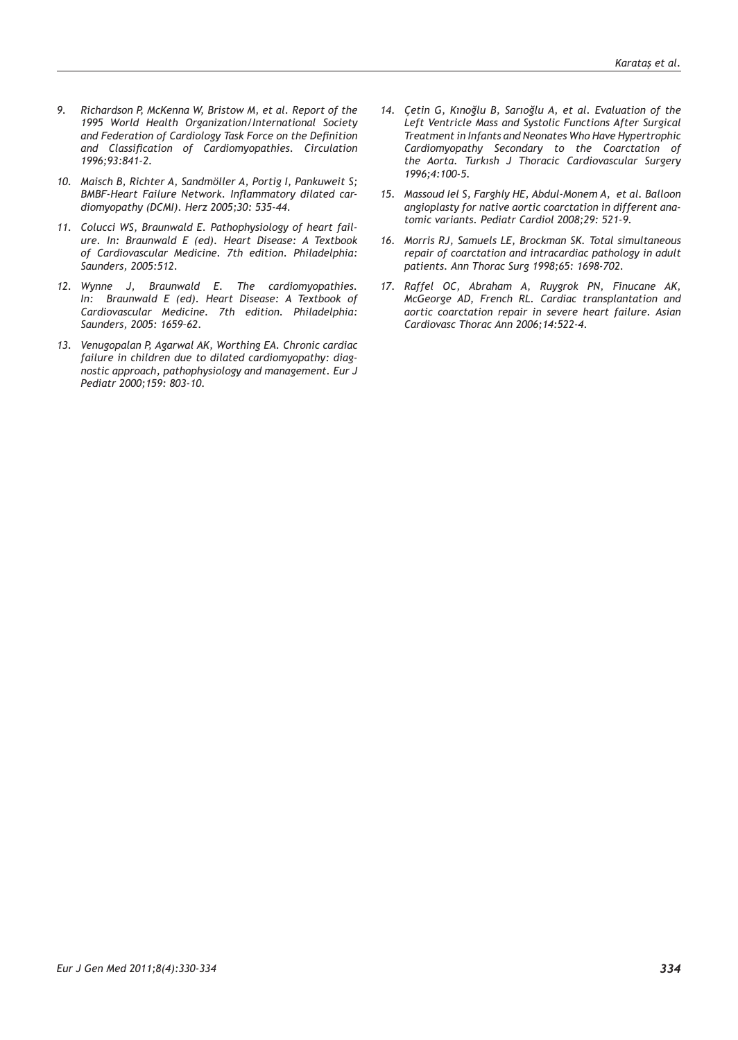9. *Richardson P, McKenna W, Bristow M, et al. Report of the 1995 World Health Organization/International Society and Federation of Cardiology Task Force on the Definition and Classification of Cardiomyopathies. Circulation 1996;93:841-2.*

10. *Maisch B, Richter A, Sandmöller A, Portig I, Pankuweit S; BMBF-Heart Failure Network. Inflammatory dilated cardiomyopathy (DCMI). Herz 2005;30: 535-44.*

11. *Colucci WS, Braunwald E. Pathophysiology of heart failure. In: Braunwald E (ed). Heart Disease: A Textbook of Cardiovascular Medicine. 7th edition. Philadelphia: Saunders, 2005:512.*

12. *Wynne J, Braunwald E. The cardiomyopathies. In: Braunwald E (ed). Heart Disease: A Textbook of Cardiovascular Medicine. 7th edition. Philadelphia: Saunders, 2005: 1659-62.*

13. *Venugopalan P, Agarwal AK, Worthing EA. Chronic cardiac failure in children due to dilated cardiomyopathy: diagnostic approach, pathophysiology and management. Eur J Pediatr 2000;159: 803-10.*

14. *Çetin G, Kınoğlu B, Sarıoğlu A, et al. Evaluation of the Left Ventricle Mass and Systolic Functions After Surgical Treatment in Infants and Neonates Who Have Hypertrophic Cardiomyopathy Secondary to the Coarctation of the Aorta. Turkısh J Thoracic Cardiovascular Surgery 1996;4:100-5.*

15. *Massoud Iel S, Farghly HE, Abdul-Monem A, et al. Balloon angioplasty for native aortic coarctation in different anatomic variants. Pediatr Cardiol 2008;29: 521-9.*

16. *Morris RJ, Samuels LE, Brockman SK. Total simultaneous repair of coarctation and intracardiac pathology in adult patients. Ann Thorac Surg 1998;65: 1698-702.*

17. *Raffel OC, Abraham A, Ruygrok PN, Finucane AK, McGeorge AD, French RL. Cardiac transplantation and aortic coarctation repair in severe heart failure. Asian Cardiovasc Thorac Ann 2006;14:522-4.*